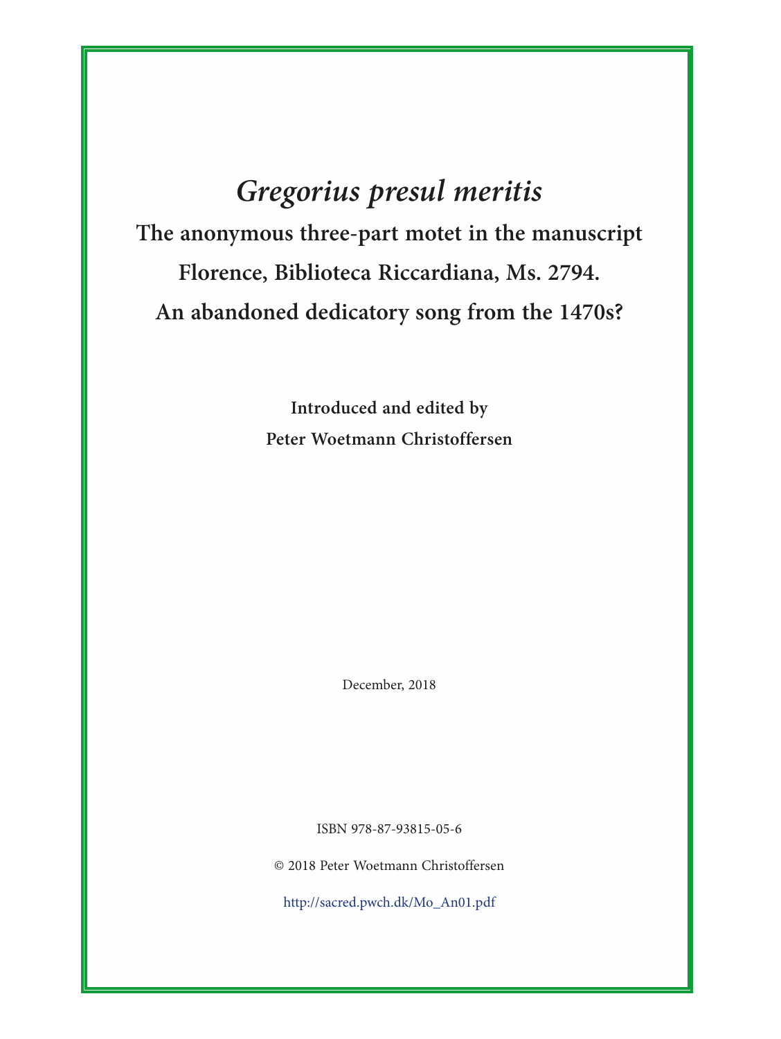# *Gregorius presul meritis*

## The anonymous three-part motet in the manuscript Florence, Biblioteca Riccardiana, Ms. 2794. An abandoned dedicatory song from the 1470s?

**Introduced and edited by**

**Peter Woetmann Christoffersen**

December, 2018

ISBN 978-87-93815-05-6

© 2018 Peter Woetmann Christoffersen

http://sacred.pwch.dk/Mo_An01.pdf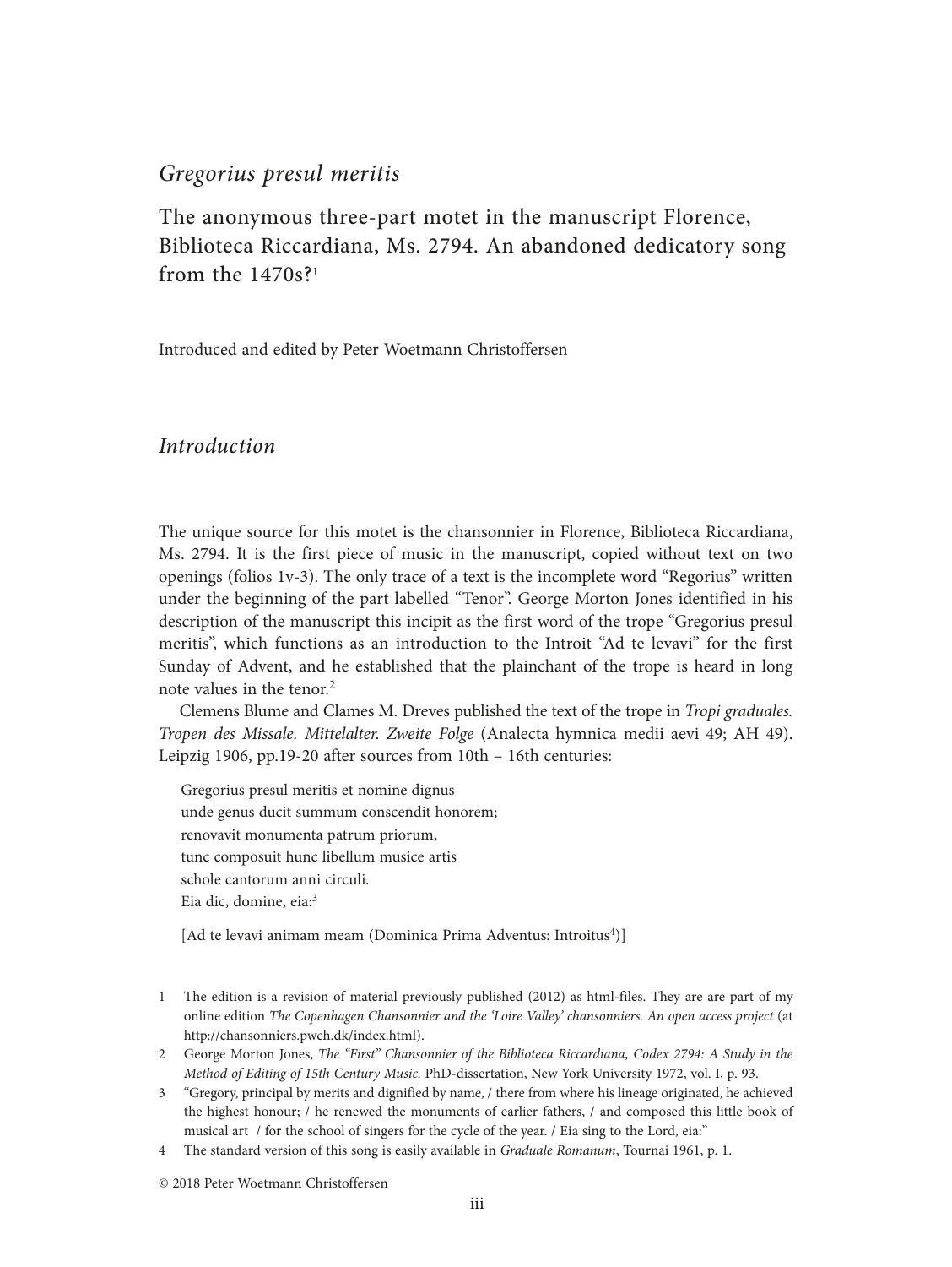# *Gregorius presul meritis*

## The anonymous three-part motet in the manuscript Florence, Biblioteca Riccardiana, Ms. 2794. An abandoned dedicatory song from the 1470s?[1]

Introduced and edited by Peter Woetmann Christoffersen

## *Introduction*

The unique source for this motet is the chansonnier in Florence, Biblioteca Riccardiana, Ms. 2794. It is the first piece of music in the manuscript, copied without text on two openings (folios 1v-3). The only trace of a text is the incomplete word "Regorius" written under the beginning of the part labelled "Tenor". George Morton Jones identified in his description of the manuscript this incipit as the first word of the trope "Gregorius presul meritis", which functions as an introduction to the Introit "Ad te levavi" for the first Sunday of Advent, and he established that the plainchant of the trope is heard in long note values in the tenor.[2]

Clemens Blume and Clames M. Dreves published the text of the trope in *Tropi graduales. Tropen des Missale. Mittelalter. Zweite Folge* (Analecta hymnica medii aevi 49; AH 49). Leipzig 1906, pp.19-20 after sources from 10th – 16th centuries:

> Gregorius presul meritis et nomine dignus
> unde genus ducit summum conscendit honorem;
> renovavit monumenta patrum priorum,
> tunc composuit hunc libellum musice artis
> schole cantorum anni circuli.
> Eia dic, domine, eia:[3]
>
> [Ad te levavi animam meam (Dominica Prima Adventus: Introitus[4])]

1 The edition is a revision of material previously published (2012) as html-files. They are are part of my online edition *The Copenhagen Chansonnier and the 'Loire Valley' chansonniers. An open access project* (at http://chansonniers.pwch.dk/index.html).

2 George Morton Jones, *The "First" Chansonnier of the Biblioteca Riccardiana, Codex 2794: A Study in the Method of Editing of 15th Century Music.* PhD-dissertation, New York University 1972, vol. I, p. 93.

3 "Gregory, principal by merits and dignified by name, / there from where his lineage originated, he achieved the highest honour; / he renewed the monuments of earlier fathers, / and composed this little book of musical art / for the school of singers for the cycle of the year. / Eia sing to the Lord, eia:"

4 The standard version of this song is easily available in *Graduale Romanum*, Tournai 1961, p. 1.

© 2018 Peter Woetmann Christoffersen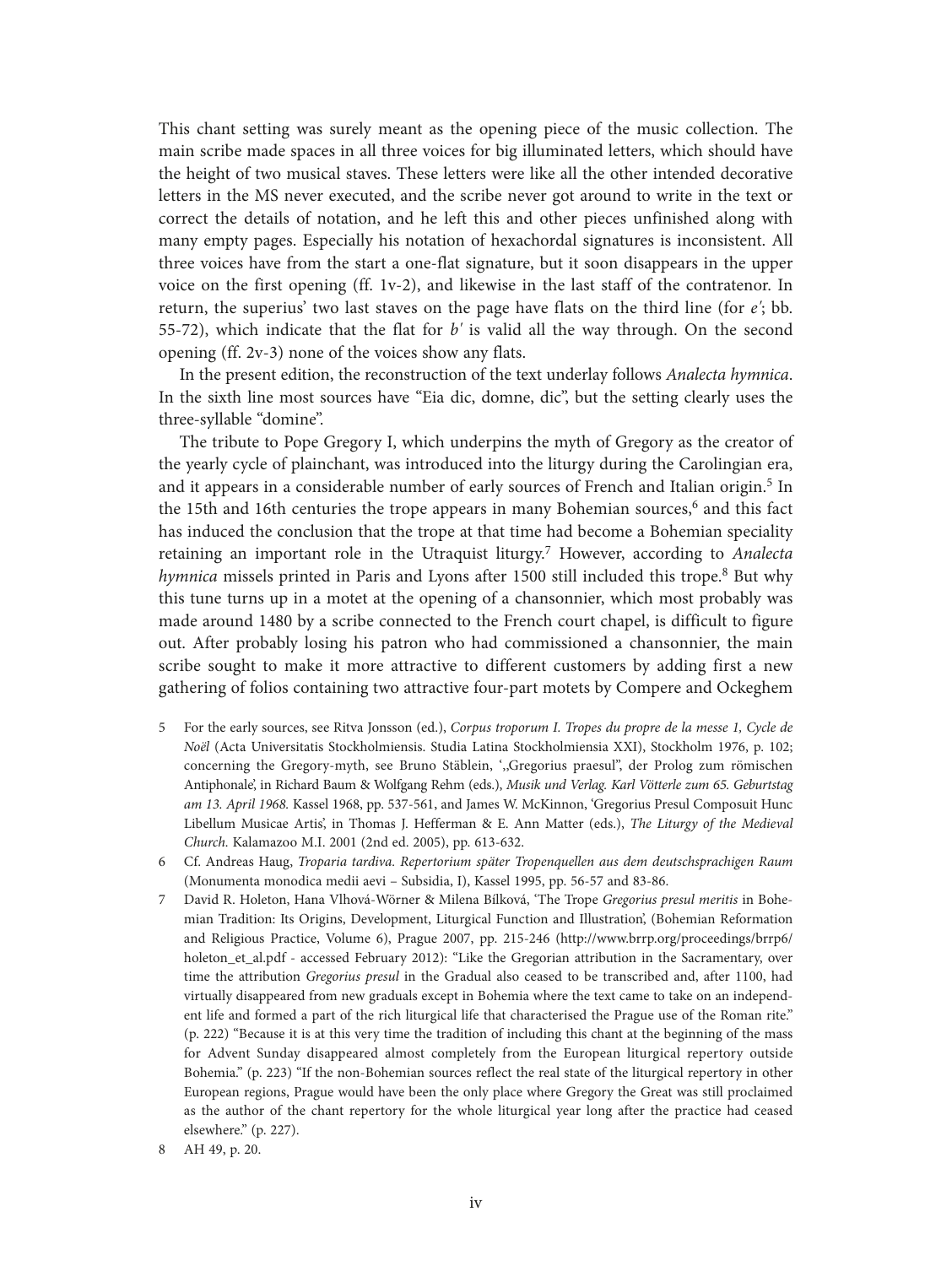This chant setting was surely meant as the opening piece of the music collection. The main scribe made spaces in all three voices for big illuminated letters, which should have the height of two musical staves. These letters were like all the other intended decorative letters in the MS never executed, and the scribe never got around to write in the text or correct the details of notation, and he left this and other pieces unfinished along with many empty pages. Especially his notation of hexachordal signatures is inconsistent. All three voices have from the start a one-flat signature, but it soon disappears in the upper voice on the first opening (ff. 1v-2), and likewise in the last staff of the contratenor. In return, the superius' two last staves on the page have flats on the third line (for *e'*; bb. 55-72), which indicate that the flat for *b'* is valid all the way through. On the second opening (ff. 2v-3) none of the voices show any flats.

In the present edition, the reconstruction of the text underlay follows *Analecta hymnica*. In the sixth line most sources have "Eia dic, domne, dic", but the setting clearly uses the three-syllable "domine".

The tribute to Pope Gregory I, which underpins the myth of Gregory as the creator of the yearly cycle of plainchant, was introduced into the liturgy during the Carolingian era, and it appears in a considerable number of early sources of French and Italian origin.[5] In the 15th and 16th centuries the trope appears in many Bohemian sources,[6] and this fact has induced the conclusion that the trope at that time had become a Bohemian speciality retaining an important role in the Utraquist liturgy.[7] However, according to *Analecta hymnica* missels printed in Paris and Lyons after 1500 still included this trope.[8] But why this tune turns up in a motet at the opening of a chansonnier, which most probably was made around 1480 by a scribe connected to the French court chapel, is difficult to figure out. After probably losing his patron who had commissioned a chansonnier, the main scribe sought to make it more attractive to different customers by adding first a new gathering of folios containing two attractive four-part motets by Compere and Ockeghem

5 For the early sources, see Ritva Jonsson (ed.), *Corpus troporum I. Tropes du propre de la messe 1, Cycle de Noël* (Acta Universitatis Stockholmiensis. Studia Latina Stockholmiensia XXI), Stockholm 1976, p. 102; concerning the Gregory-myth, see Bruno Stäblein, '„Gregorius praesul", der Prolog zum römischen Antiphonale', in Richard Baum & Wolfgang Rehm (eds.), *Musik und Verlag. Karl Vötterle zum 65. Geburtstag am 13. April 1968.* Kassel 1968, pp. 537-561, and James W. McKinnon, 'Gregorius Presul Composuit Hunc Libellum Musicae Artis', in Thomas J. Hefferman & E. Ann Matter (eds.), *The Liturgy of the Medieval Church.* Kalamazoo M.I. 2001 (2nd ed. 2005), pp. 613-632.

6 Cf. Andreas Haug, *Troparia tardiva. Repertorium später Tropenquellen aus dem deutschsprachigen Raum* (Monumenta monodica medii aevi – Subsidia, I), Kassel 1995, pp. 56-57 and 83-86.

7 David R. Holeton, Hana Vlhová-Wörner & Milena Bílková, 'The Trope *Gregorius presul meritis* in Bohemian Tradition: Its Origins, Development, Liturgical Function and Illustration', (Bohemian Reformation and Religious Practice, Volume 6), Prague 2007, pp. 215-246 (http://www.brrp.org/proceedings/brrp6/holeton_et_al.pdf - accessed February 2012): "Like the Gregorian attribution in the Sacramentary, over time the attribution *Gregorius presul* in the Gradual also ceased to be transcribed and, after 1100, had virtually disappeared from new graduals except in Bohemia where the text came to take on an independent life and formed a part of the rich liturgical life that characterised the Prague use of the Roman rite." (p. 222) "Because it is at this very time the tradition of including this chant at the beginning of the mass for Advent Sunday disappeared almost completely from the European liturgical repertory outside Bohemia." (p. 223) "If the non-Bohemian sources reflect the real state of the liturgical repertory in other European regions, Prague would have been the only place where Gregory the Great was still proclaimed as the author of the chant repertory for the whole liturgical year long after the practice had ceased elsewhere." (p. 227).

8 AH 49, p. 20.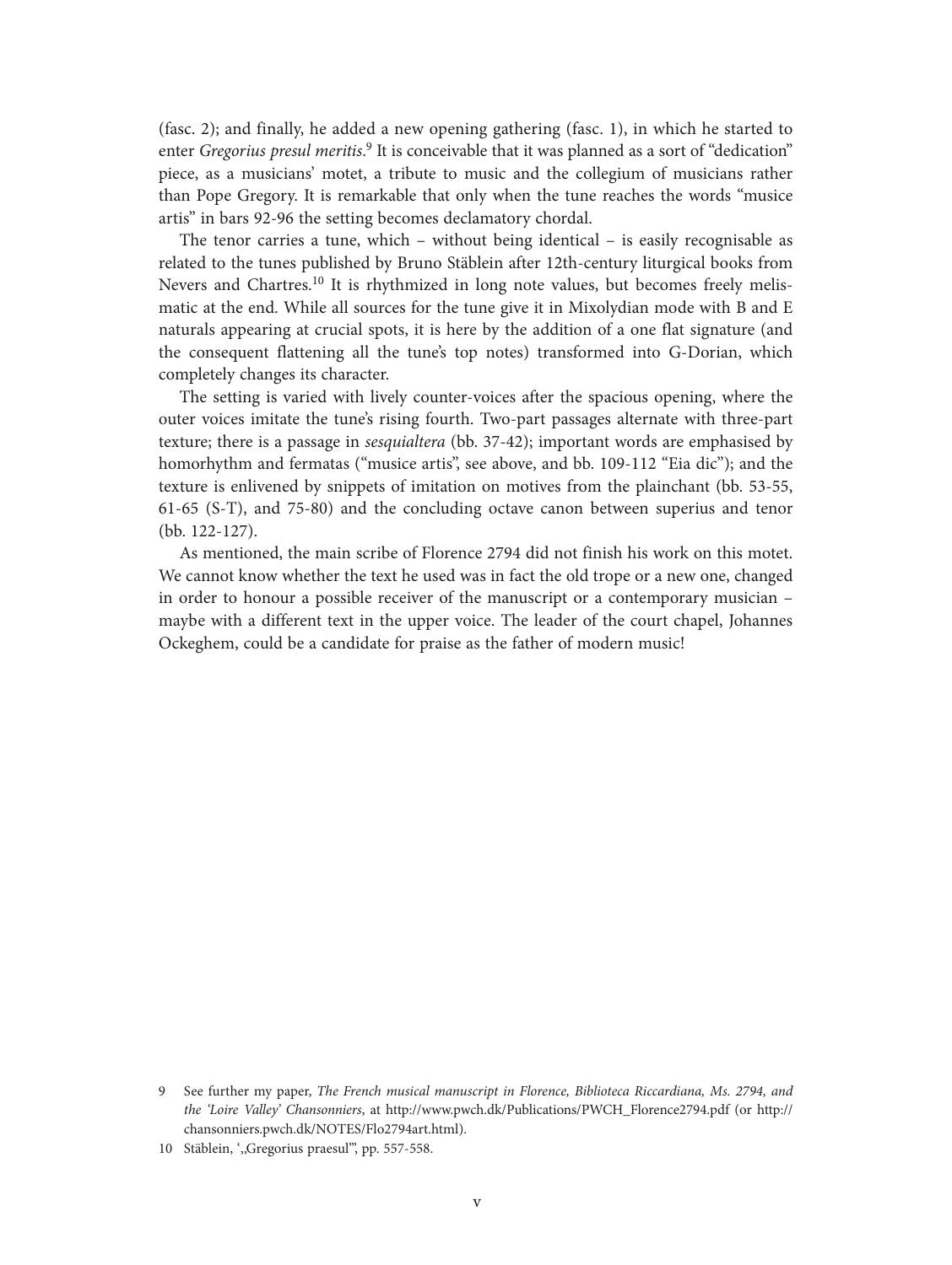(fasc. 2); and finally, he added a new opening gathering (fasc. 1), in which he started to enter *Gregorius presul meritis*.[9] It is conceivable that it was planned as a sort of "dedication" piece, as a musicians' motet, a tribute to music and the collegium of musicians rather than Pope Gregory. It is remarkable that only when the tune reaches the words "musice artis" in bars 92-96 the setting becomes declamatory chordal.

The tenor carries a tune, which – without being identical – is easily recognisable as related to the tunes published by Bruno Stäblein after 12th-century liturgical books from Nevers and Chartres.[10] It is rhythmized in long note values, but becomes freely melismatic at the end. While all sources for the tune give it in Mixolydian mode with B and E naturals appearing at crucial spots, it is here by the addition of a one flat signature (and the consequent flattening all the tune's top notes) transformed into G-Dorian, which completely changes its character.

The setting is varied with lively counter-voices after the spacious opening, where the outer voices imitate the tune's rising fourth. Two-part passages alternate with three-part texture; there is a passage in *sesquialtera* (bb. 37-42); important words are emphasised by homorhythm and fermatas ("musice artis", see above, and bb. 109-112 "Eia dic"); and the texture is enlivened by snippets of imitation on motives from the plainchant (bb. 53-55, 61-65 (S-T), and 75-80) and the concluding octave canon between superius and tenor (bb. 122-127).

As mentioned, the main scribe of Florence 2794 did not finish his work on this motet. We cannot know whether the text he used was in fact the old trope or a new one, changed in order to honour a possible receiver of the manuscript or a contemporary musician – maybe with a different text in the upper voice. The leader of the court chapel, Johannes Ockeghem, could be a candidate for praise as the father of modern music!

9 See further my paper, *The French musical manuscript in Florence, Biblioteca Riccardiana, Ms. 2794, and the 'Loire Valley' Chansonniers*, at http://www.pwch.dk/Publications/PWCH_Florence2794.pdf (or http://chansonniers.pwch.dk/NOTES/Flo2794art.html).

10 Stäblein, ',,Gregorius praesul"', pp. 557-558.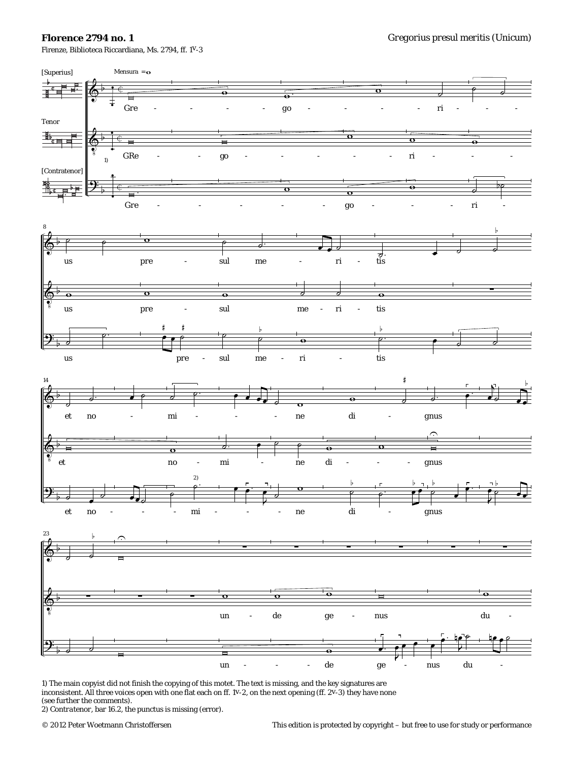**Florence 2794 no. 1**

Firenze, Biblioteca Riccardiana, Ms. 2794, ff. 1v-3

Gregorius presul meritis (Unicum)

1) The main copyist did not finish the copying of this motet. The text is missing, and the key signatures are inconsistent. All three voices open with one flat each on ff. 1v-2, on the next opening (ff. 2v-3) they have none (see further the comments).

2) *Contratenor*, bar 16.2, the punctus is missing (error).

© 2012 Peter Woetmann Christoffersen

This edition is protected by copyright – but free to use for study or performance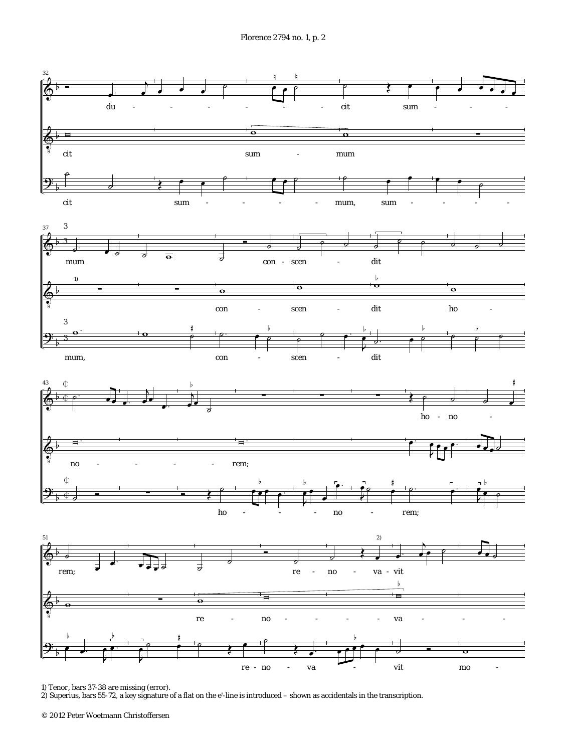1) Tenor, bars 37-38 are missing (error).
2) Superius, bars 55-72, a key signature of a flat on the e'-line is introduced – shown as accidentals in the transcription.

© 2012 Peter Woetmann Christoffersen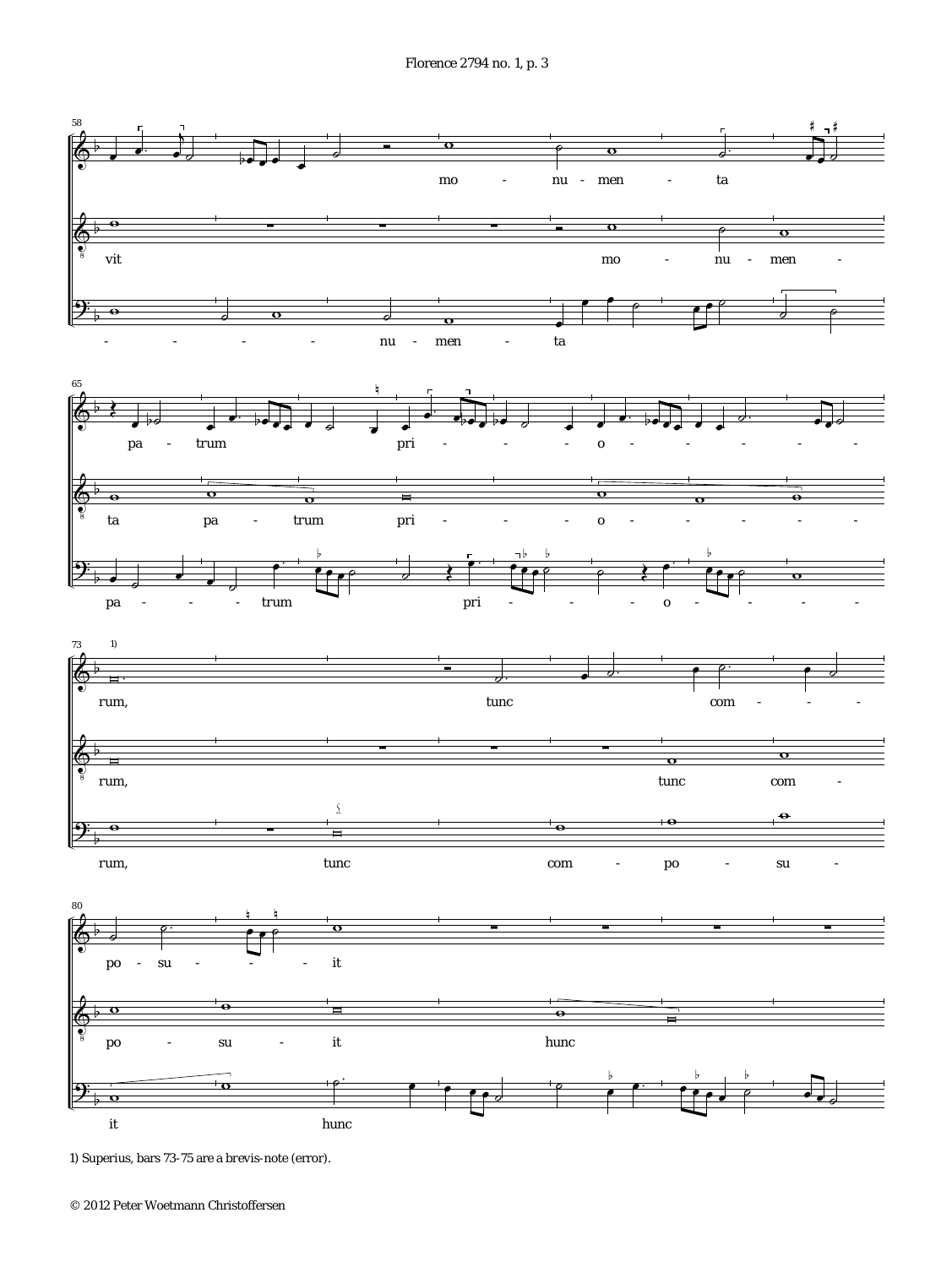1) Superius, bars 73-75 are a brevis-note (error).

© 2012 Peter Woetmann Christoffersen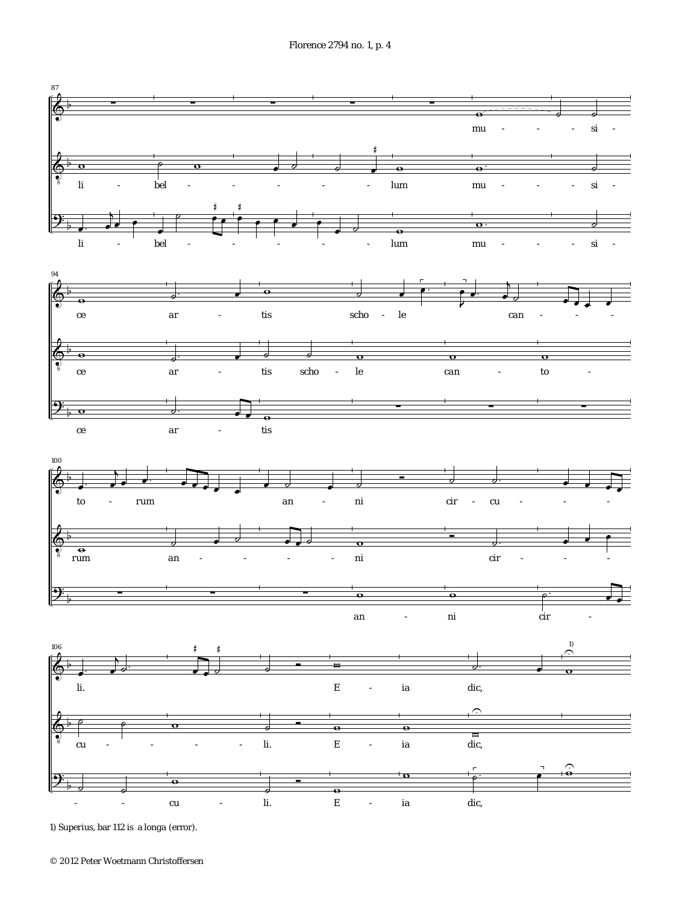1) Superius, bar 112 is a longa (error).

© 2012 Peter Woetmann Christoffersen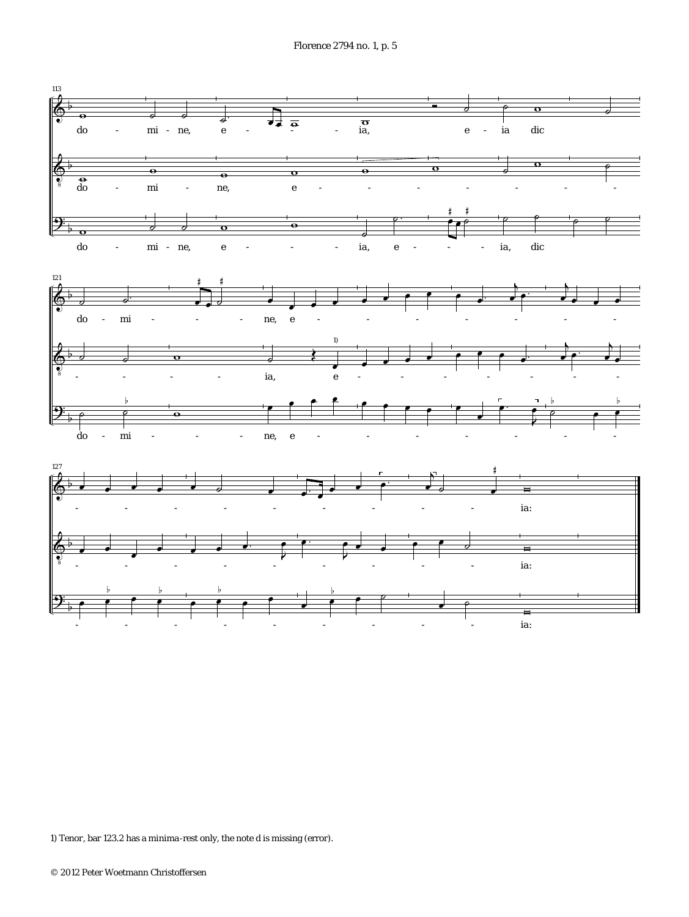1) Tenor, bar 123.2 has a minima-rest only, the note d is missing (error).

© 2012 Peter Woetmann Christoffersen